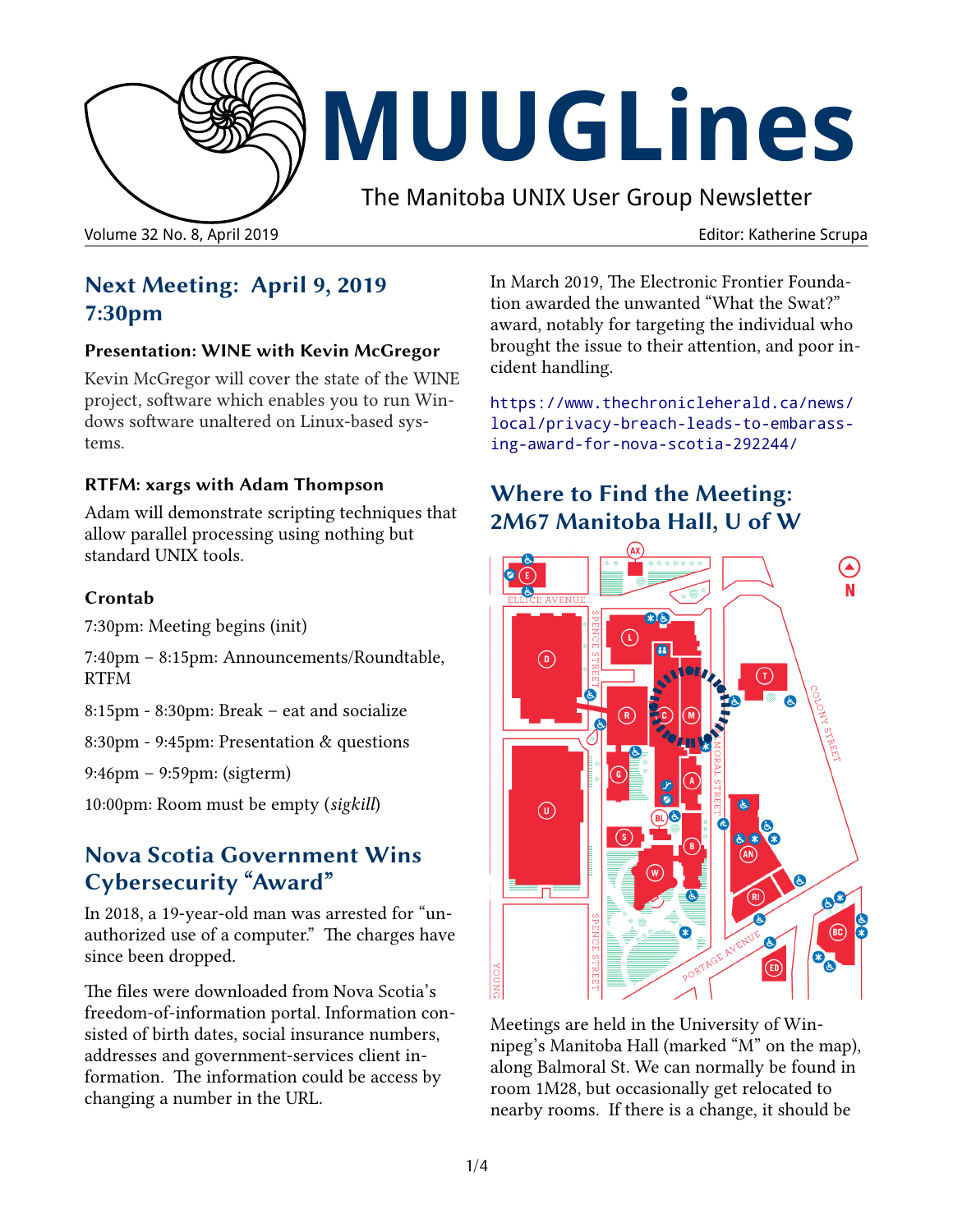# MUUGLines

The Manitoba UNIX User Group Newsletter

Volume 32 No. 8, April 2019 — Editor: Katherine Scrupa

## Next Meeting: April 9, 2019 7:30pm

### Presentation: WINE with Kevin McGregor

Kevin McGregor will cover the state of the WINE project, software which enables you to run Windows software unaltered on Linux-based systems.

### RTFM: xargs with Adam Thompson

Adam will demonstrate scripting techniques that allow parallel processing using nothing but standard UNIX tools.

### Crontab

7:30pm: Meeting begins (init)

7:40pm – 8:15pm: Announcements/Roundtable, RTFM

8:15pm - 8:30pm: Break – eat and socialize

8:30pm - 9:45pm: Presentation & questions

9:46pm – 9:59pm: (sigterm)

10:00pm: Room must be empty (*sigkill*)

## Nova Scotia Government Wins Cybersecurity "Award"

In 2018, a 19-year-old man was arrested for "unauthorized use of a computer." The charges have since been dropped.

The files were downloaded from Nova Scotia's freedom-of-information portal. Information consisted of birth dates, social insurance numbers, addresses and government-services client information. The information could be access by changing a number in the URL.

In March 2019, The Electronic Frontier Foundation awarded the unwanted "What the Swat?" award, notably for targeting the individual who brought the issue to their attention, and poor incident handling.

https://www.thechronicleherald.ca/news/local/privacy-breach-leads-to-embarass-ing-award-for-nova-scotia-292244/

## Where to Find the Meeting: 2M67 Manitoba Hall, U of W

Meetings are held in the University of Winnipeg's Manitoba Hall (marked "M" on the map), along Balmoral St. We can normally be found in room 1M28, but occasionally get relocated to nearby rooms. If there is a change, it should be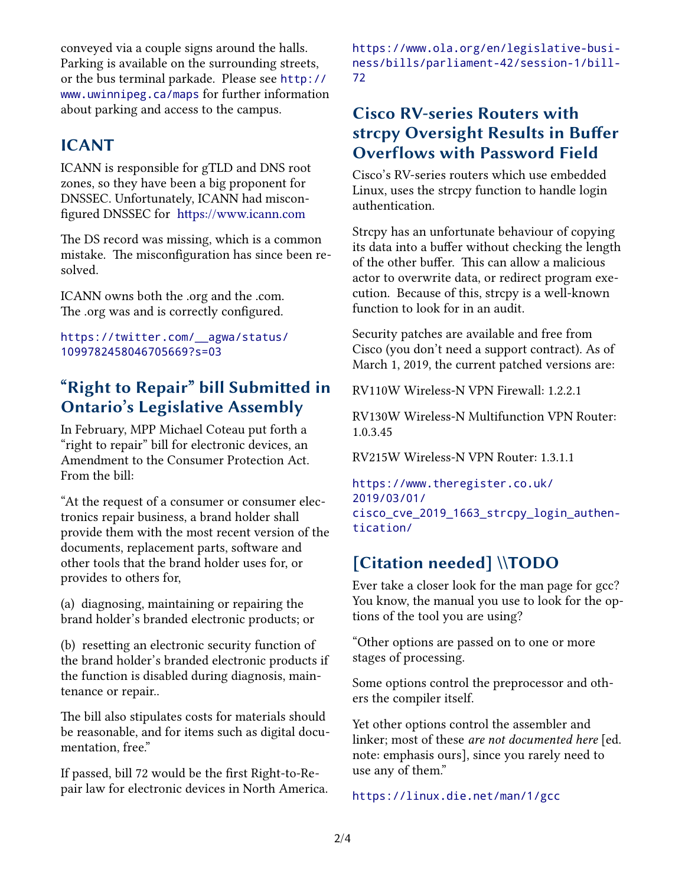conveyed via a couple signs around the halls. Parking is available on the surrounding streets, or the bus terminal parkade. Please see http://www.uwinnipeg.ca/maps for further information about parking and access to the campus.

## ICANT

ICANN is responsible for gTLD and DNS root zones, so they have been a big proponent for DNSSEC. Unfortunately, ICANN had misconfigured DNSSEC for https://www.icann.com

The DS record was missing, which is a common mistake. The misconfiguration has since been resolved.

ICANN owns both the .org and the .com. The .org was and is correctly configured.

https://twitter.com/__agwa/status/1099782458046705669?s=03

## “Right to Repair” bill Submitted in Ontario’s Legislative Assembly

In February, MPP Michael Coteau put forth a “right to repair” bill for electronic devices, an Amendment to the Consumer Protection Act. From the bill:

“At the request of a consumer or consumer electronics repair business, a brand holder shall provide them with the most recent version of the documents, replacement parts, software and other tools that the brand holder uses for, or provides to others for,

(a) diagnosing, maintaining or repairing the brand holder’s branded electronic products; or

(b) resetting an electronic security function of the brand holder’s branded electronic products if the function is disabled during diagnosis, maintenance or repair..

The bill also stipulates costs for materials should be reasonable, and for items such as digital documentation, free.”

If passed, bill 72 would be the first Right-to-Repair law for electronic devices in North America.

https://www.ola.org/en/legislative-business/bills/parliament-42/session-1/bill-72

## Cisco RV-series Routers with strcpy Oversight Results in Buffer Overflows with Password Field

Cisco’s RV-series routers which use embedded Linux, uses the strcpy function to handle login authentication.

Strcpy has an unfortunate behaviour of copying its data into a buffer without checking the length of the other buffer. This can allow a malicious actor to overwrite data, or redirect program execution. Because of this, strcpy is a well-known function to look for in an audit.

Security patches are available and free from Cisco (you don’t need a support contract). As of March 1, 2019, the current patched versions are:

RV110W Wireless-N VPN Firewall: 1.2.2.1

RV130W Wireless-N Multifunction VPN Router: 1.0.3.45

RV215W Wireless-N VPN Router: 1.3.1.1

https://www.theregister.co.uk/2019/03/01/cisco_cve_2019_1663_strcpy_login_authentication/

## [Citation needed] \\TODO

Ever take a closer look for the man page for gcc? You know, the manual you use to look for the options of the tool you are using?

“Other options are passed on to one or more stages of processing.

Some options control the preprocessor and others the compiler itself.

Yet other options control the assembler and linker; most of these *are not documented here* [ed. note: emphasis ours], since you rarely need to use any of them.”

https://linux.die.net/man/1/gcc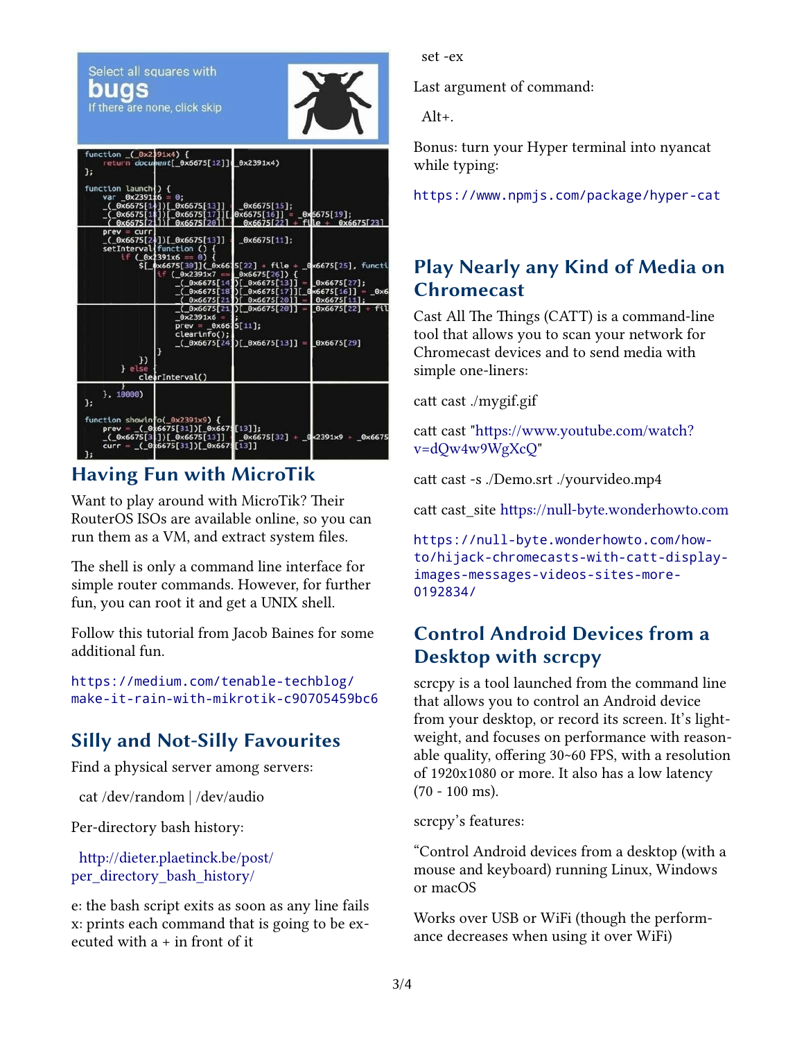## Having Fun with MicroTik

Want to play around with MicroTik? Their RouterOS ISOs are available online, so you can run them as a VM, and extract system files.

The shell is only a command line interface for simple router commands. However, for further fun, you can root it and get a UNIX shell.

Follow this tutorial from Jacob Baines for some additional fun.

`https://medium.com/tenable-techblog/make-it-rain-with-mikrotik-c90705459bc6`

## Silly and Not-Silly Favourites

Find a physical server among servers:

cat /dev/random | /dev/audio

Per-directory bash history:

http://dieter.plaetinck.be/post/per_directory_bash_history/

e: the bash script exits as soon as any line fails
x: prints each command that is going to be executed with a + in front of it

set -ex

Last argument of command:

Alt+.

Bonus: turn your Hyper terminal into nyancat while typing:

`https://www.npmjs.com/package/hyper-cat`

## Play Nearly any Kind of Media on Chromecast

Cast All The Things (CATT) is a command-line tool that allows you to scan your network for Chromecast devices and to send media with simple one-liners:

catt cast ./mygif.gif

catt cast "https://www.youtube.com/watch?v=dQw4w9WgXcQ"

catt cast -s ./Demo.srt ./yourvideo.mp4

catt cast_site https://null-byte.wonderhowto.com

`https://null-byte.wonderhowto.com/how-to/hijack-chromecasts-with-catt-display-images-messages-videos-sites-more-0192834/`

## Control Android Devices from a Desktop with scrcpy

scrcpy is a tool launched from the command line that allows you to control an Android device from your desktop, or record its screen. It's lightweight, and focuses on performance with reasonable quality, offering 30~60 FPS, with a resolution of 1920x1080 or more. It also has a low latency (70 - 100 ms).

scrcpy's features:

"Control Android devices from a desktop (with a mouse and keyboard) running Linux, Windows or macOS

Works over USB or WiFi (though the performance decreases when using it over WiFi)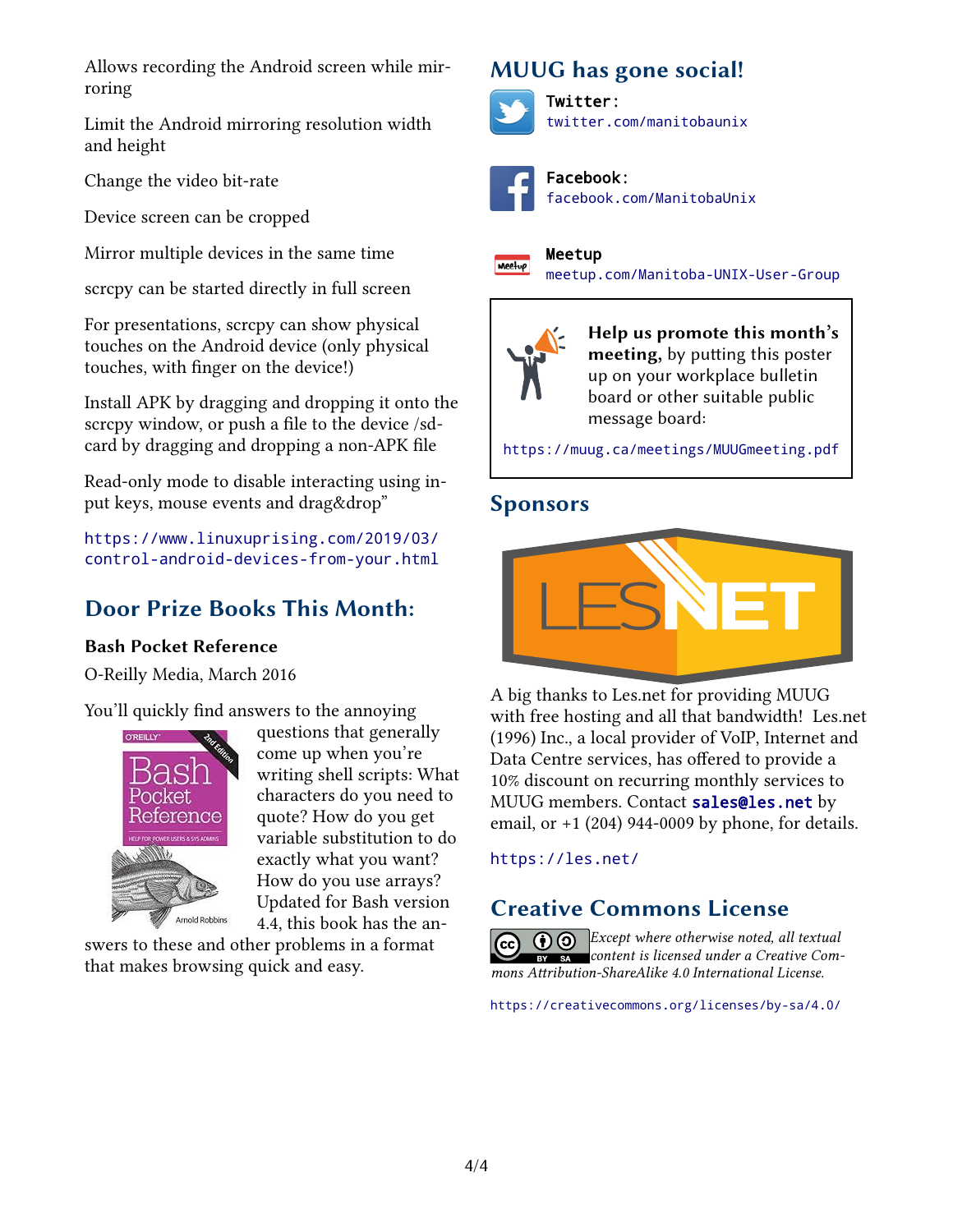Allows recording the Android screen while mirroring

Limit the Android mirroring resolution width and height

Change the video bit-rate

Device screen can be cropped

Mirror multiple devices in the same time

scrcpy can be started directly in full screen

For presentations, scrcpy can show physical touches on the Android device (only physical touches, with finger on the device!)

Install APK by dragging and dropping it onto the scrcpy window, or push a file to the device /sdcard by dragging and dropping a non-APK file

Read-only mode to disable interacting using input keys, mouse events and drag&drop"

https://www.linuxuprising.com/2019/03/control-android-devices-from-your.html

## Door Prize Books This Month:

**Bash Pocket Reference**

O-Reilly Media, March 2016

You'll quickly find answers to the annoying questions that generally come up when you're writing shell scripts: What characters do you need to quote? How do you get variable substitution to do exactly what you want? How do you use arrays? Updated for Bash version 4.4, this book has the answers to these and other problems in a format that makes browsing quick and easy.

## MUUG has gone social!

**Twitter:**
twitter.com/manitobaunix

**Facebook:**
facebook.com/ManitobaUnix

**Meetup**
meetup.com/Manitoba-UNIX-User-Group

**Help us promote this month's meeting,** by putting this poster up on your workplace bulletin board or other suitable public message board:

https://muug.ca/meetings/MUUGmeeting.pdf

## Sponsors

A big thanks to Les.net for providing MUUG with free hosting and all that bandwidth! Les.net (1996) Inc., a local provider of VoIP, Internet and Data Centre services, has offered to provide a 10% discount on recurring monthly services to MUUG members. Contact **sales@les.net** by email, or +1 (204) 944-0009 by phone, for details.

https://les.net/

## Creative Commons License

*Except where otherwise noted, all textual content is licensed under a Creative Commons Attribution-ShareAlike 4.0 International License.*

https://creativecommons.org/licenses/by-sa/4.0/